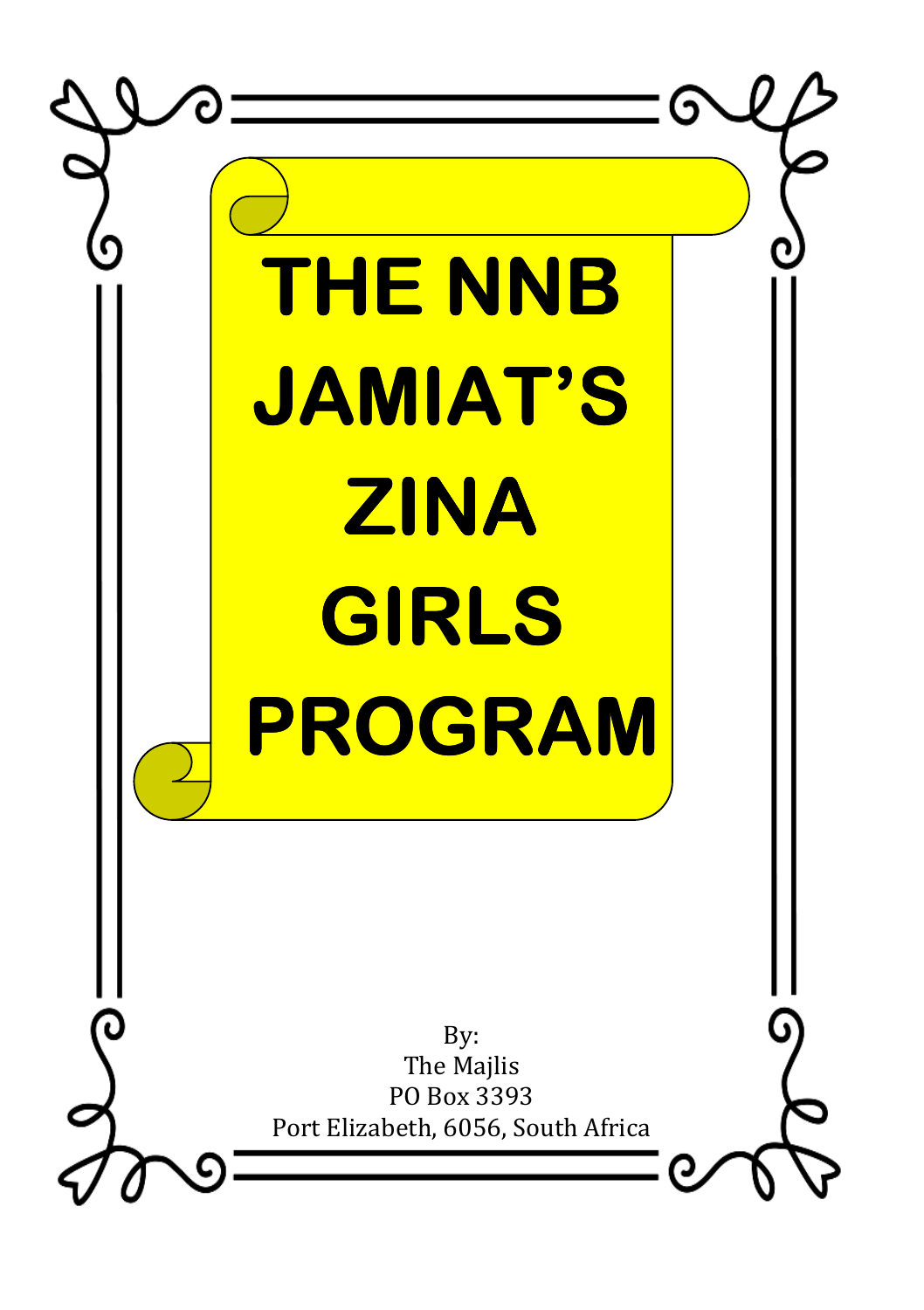# THE NNB JAMIAT'S ZINA GIRLS PROGRAM

By:
The Majlis
PO Box 3393
Port Elizabeth, 6056, South Africa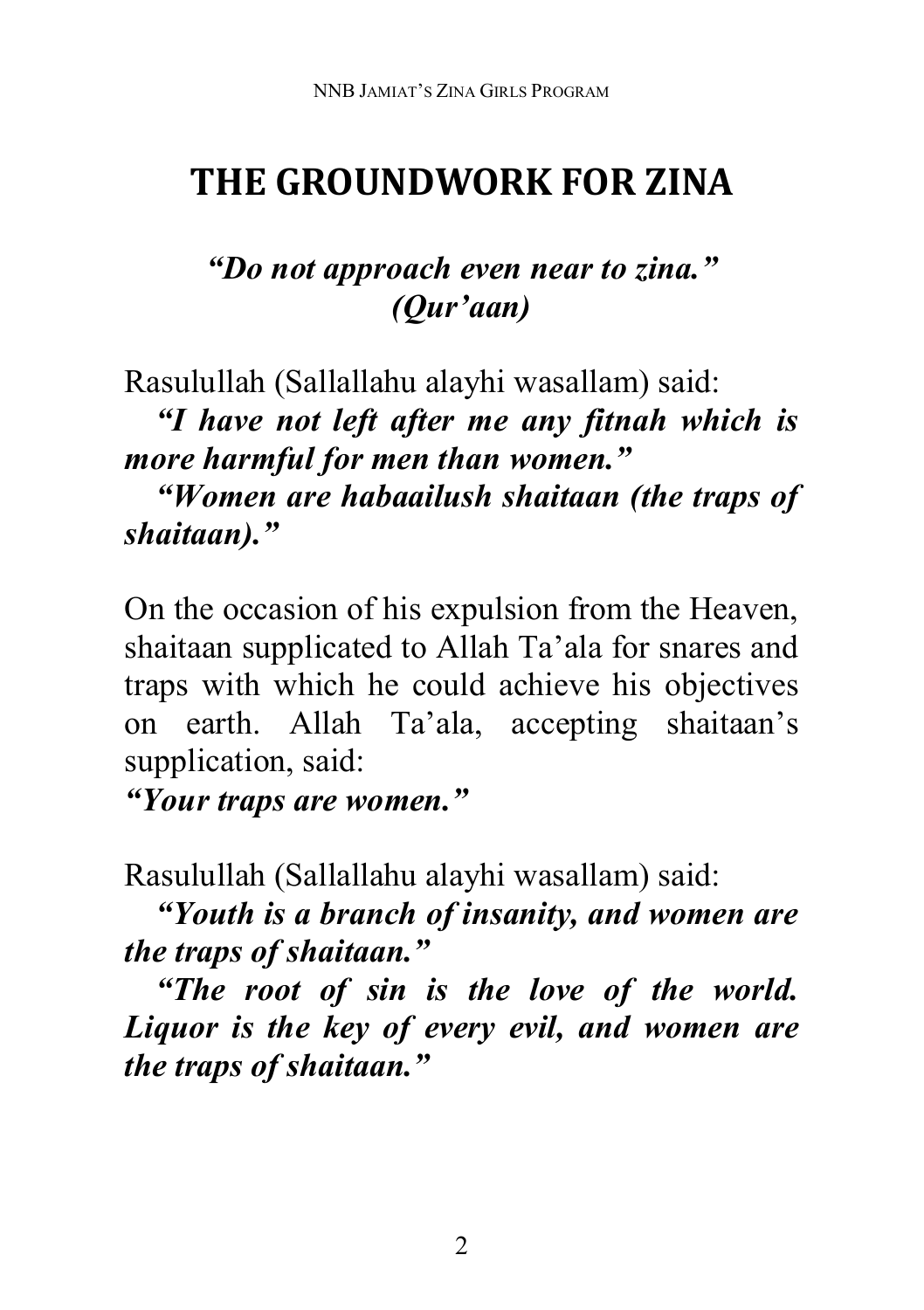# THE GROUNDWORK FOR ZINA

***"Do not approach even near to zina." (Qur'aan)***

Rasulullah (Sallallahu alayhi wasallam) said:

***"I have not left after me any fitnah which is more harmful for men than women."***

***"Women are habaailush shaitaan (the traps of shaitaan)."***

On the occasion of his expulsion from the Heaven, shaitaan supplicated to Allah Ta'ala for snares and traps with which he could achieve his objectives on earth. Allah Ta'ala, accepting shaitaan's supplication, said:

***"Your traps are women."***

Rasulullah (Sallallahu alayhi wasallam) said:

***"Youth is a branch of insanity, and women are the traps of shaitaan."***

***"The root of sin is the love of the world. Liquor is the key of every evil, and women are the traps of shaitaan."***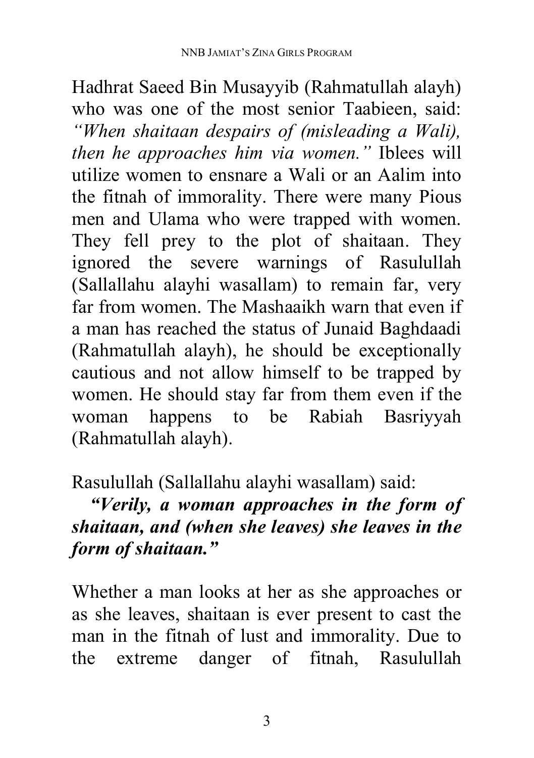Hadhrat Saeed Bin Musayyib (Rahmatullah alayh) who was one of the most senior Taabieen, said: *"When shaitaan despairs of (misleading a Wali), then he approaches him via women."* Iblees will utilize women to ensnare a Wali or an Aalim into the fitnah of immorality. There were many Pious men and Ulama who were trapped with women. They fell prey to the plot of shaitaan. They ignored the severe warnings of Rasulullah (Sallallahu alayhi wasallam) to remain far, very far from women. The Mashaaikh warn that even if a man has reached the status of Junaid Baghdaadi (Rahmatullah alayh), he should be exceptionally cautious and not allow himself to be trapped by women. He should stay far from them even if the woman happens to be Rabiah Basriyyah (Rahmatullah alayh).

Rasulullah (Sallallahu alayhi wasallam) said:

***"Verily, a woman approaches in the form of shaitaan, and (when she leaves) she leaves in the form of shaitaan."***

Whether a man looks at her as she approaches or as she leaves, shaitaan is ever present to cast the man in the fitnah of lust and immorality. Due to the extreme danger of fitnah, Rasulullah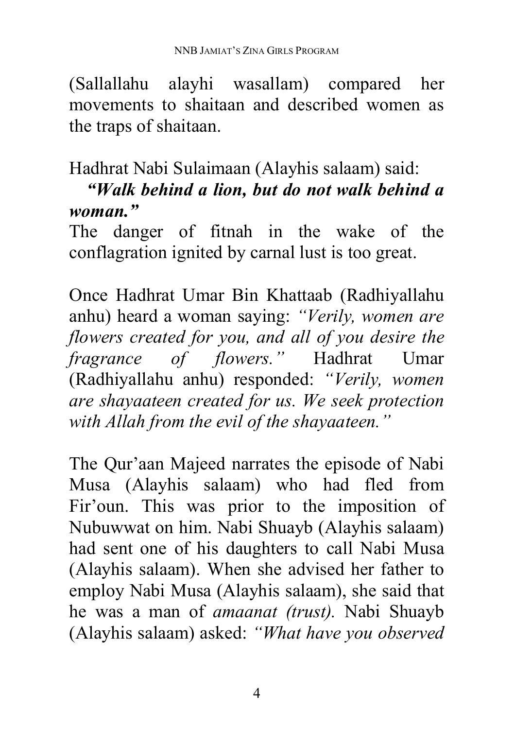(Sallallahu alayhi wasallam) compared her movements to shaitaan and described women as the traps of shaitaan.

Hadhrat Nabi Sulaimaan (Alayhis salaam) said:
***"Walk behind a lion, but do not walk behind a woman."***
The danger of fitnah in the wake of the conflagration ignited by carnal lust is too great.

Once Hadhrat Umar Bin Khattaab (Radhiyallahu anhu) heard a woman saying: *"Verily, women are flowers created for you, and all of you desire the fragrance of flowers."* Hadhrat Umar (Radhiyallahu anhu) responded: *"Verily, women are shayaateen created for us. We seek protection with Allah from the evil of the shayaateen."*

The Qur'aan Majeed narrates the episode of Nabi Musa (Alayhis salaam) who had fled from Fir'oun. This was prior to the imposition of Nubuwwat on him. Nabi Shuayb (Alayhis salaam) had sent one of his daughters to call Nabi Musa (Alayhis salaam). When she advised her father to employ Nabi Musa (Alayhis salaam), she said that he was a man of *amaanat (trust).* Nabi Shuayb (Alayhis salaam) asked: *"What have you observed*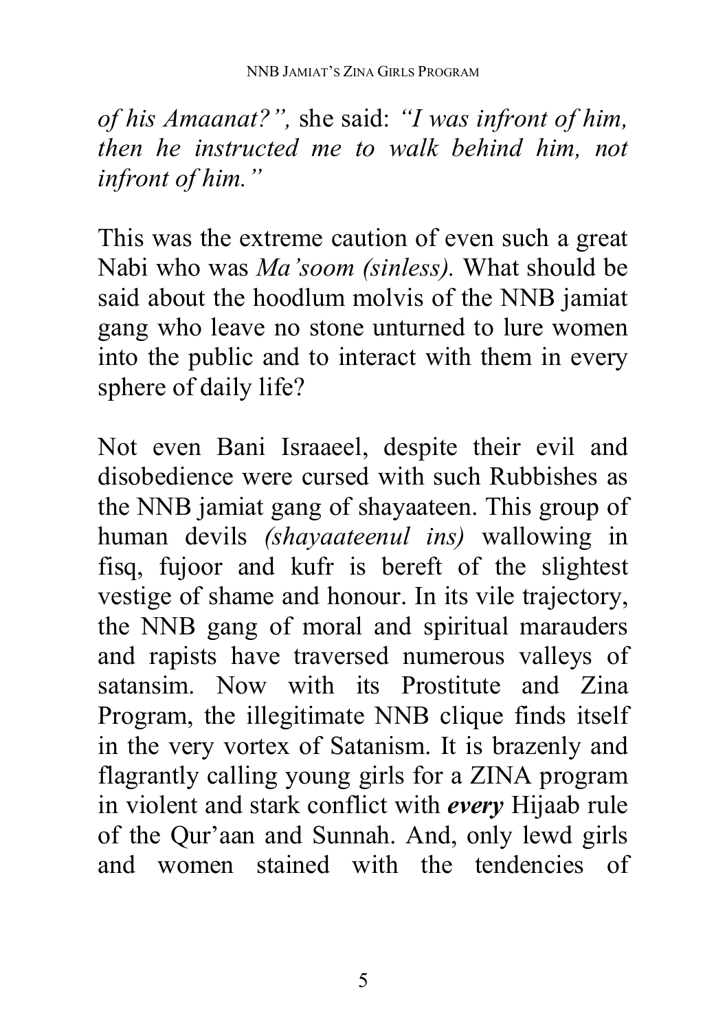*of his Amaanat?",* she said: *"I was infront of him, then he instructed me to walk behind him, not infront of him."*

This was the extreme caution of even such a great Nabi who was *Ma'soom (sinless).* What should be said about the hoodlum molvis of the NNB jamiat gang who leave no stone unturned to lure women into the public and to interact with them in every sphere of daily life?

Not even Bani Israaeel, despite their evil and disobedience were cursed with such Rubbishes as the NNB jamiat gang of shayaateen. This group of human devils *(shayaateenul ins)* wallowing in fisq, fujoor and kufr is bereft of the slightest vestige of shame and honour. In its vile trajectory, the NNB gang of moral and spiritual marauders and rapists have traversed numerous valleys of satansim. Now with its Prostitute and Zina Program, the illegitimate NNB clique finds itself in the very vortex of Satanism. It is brazenly and flagrantly calling young girls for a ZINA program in violent and stark conflict with ***every*** Hijaab rule of the Qur'aan and Sunnah. And, only lewd girls and women stained with the tendencies of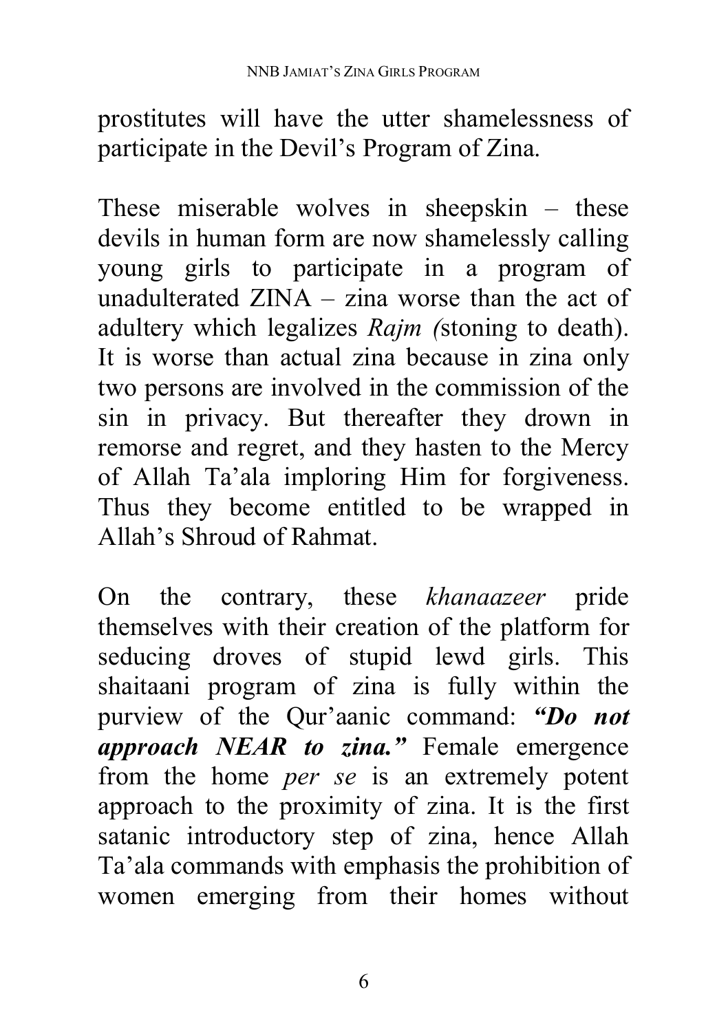prostitutes will have the utter shamelessness of participate in the Devil's Program of Zina.

These miserable wolves in sheepskin – these devils in human form are now shamelessly calling young girls to participate in a program of unadulterated ZINA – zina worse than the act of adultery which legalizes *Rajm (*stoning to death). It is worse than actual zina because in zina only two persons are involved in the commission of the sin in privacy. But thereafter they drown in remorse and regret, and they hasten to the Mercy of Allah Ta'ala imploring Him for forgiveness. Thus they become entitled to be wrapped in Allah's Shroud of Rahmat.

On the contrary, these *khanaazeer* pride themselves with their creation of the platform for seducing droves of stupid lewd girls. This shaitaani program of zina is fully within the purview of the Qur'aanic command: ***"Do not approach NEAR to zina."*** Female emergence from the home *per se* is an extremely potent approach to the proximity of zina. It is the first satanic introductory step of zina, hence Allah Ta'ala commands with emphasis the prohibition of women emerging from their homes without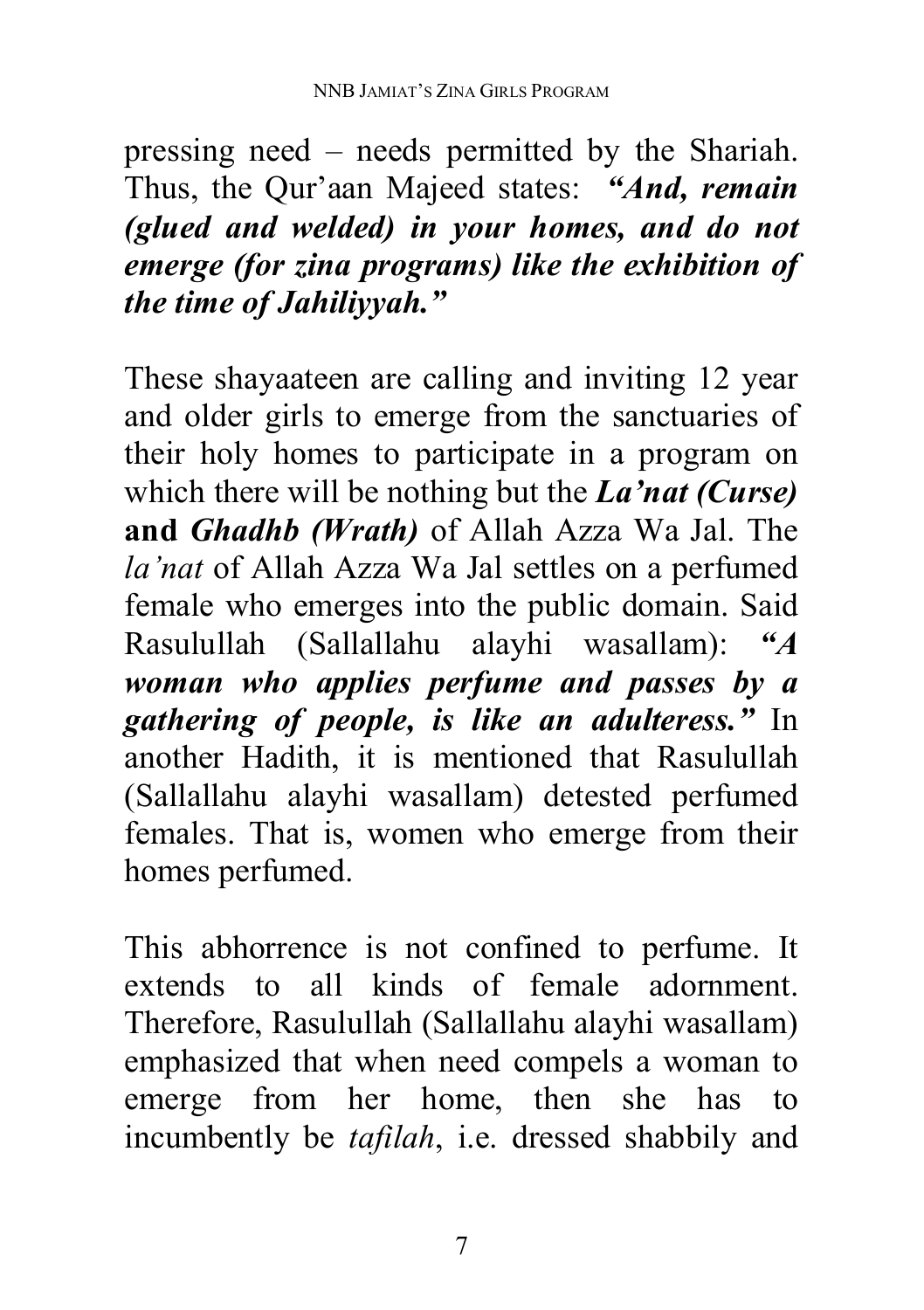pressing need – needs permitted by the Shariah. Thus, the Qur'aan Majeed states: ***"And, remain (glued and welded) in your homes, and do not emerge (for zina programs) like the exhibition of the time of Jahiliyyah."***

These shayaateen are calling and inviting 12 year and older girls to emerge from the sanctuaries of their holy homes to participate in a program on which there will be nothing but the ***La'nat (Curse)*** **and** ***Ghadhb (Wrath)*** of Allah Azza Wa Jal. The *la'nat* of Allah Azza Wa Jal settles on a perfumed female who emerges into the public domain. Said Rasulullah (Sallallahu alayhi wasallam): ***"A woman who applies perfume and passes by a gathering of people, is like an adulteress."*** In another Hadith, it is mentioned that Rasulullah (Sallallahu alayhi wasallam) detested perfumed females. That is, women who emerge from their homes perfumed.

This abhorrence is not confined to perfume. It extends to all kinds of female adornment. Therefore, Rasulullah (Sallallahu alayhi wasallam) emphasized that when need compels a woman to emerge from her home, then she has to incumbently be *tafilah*, i.e. dressed shabbily and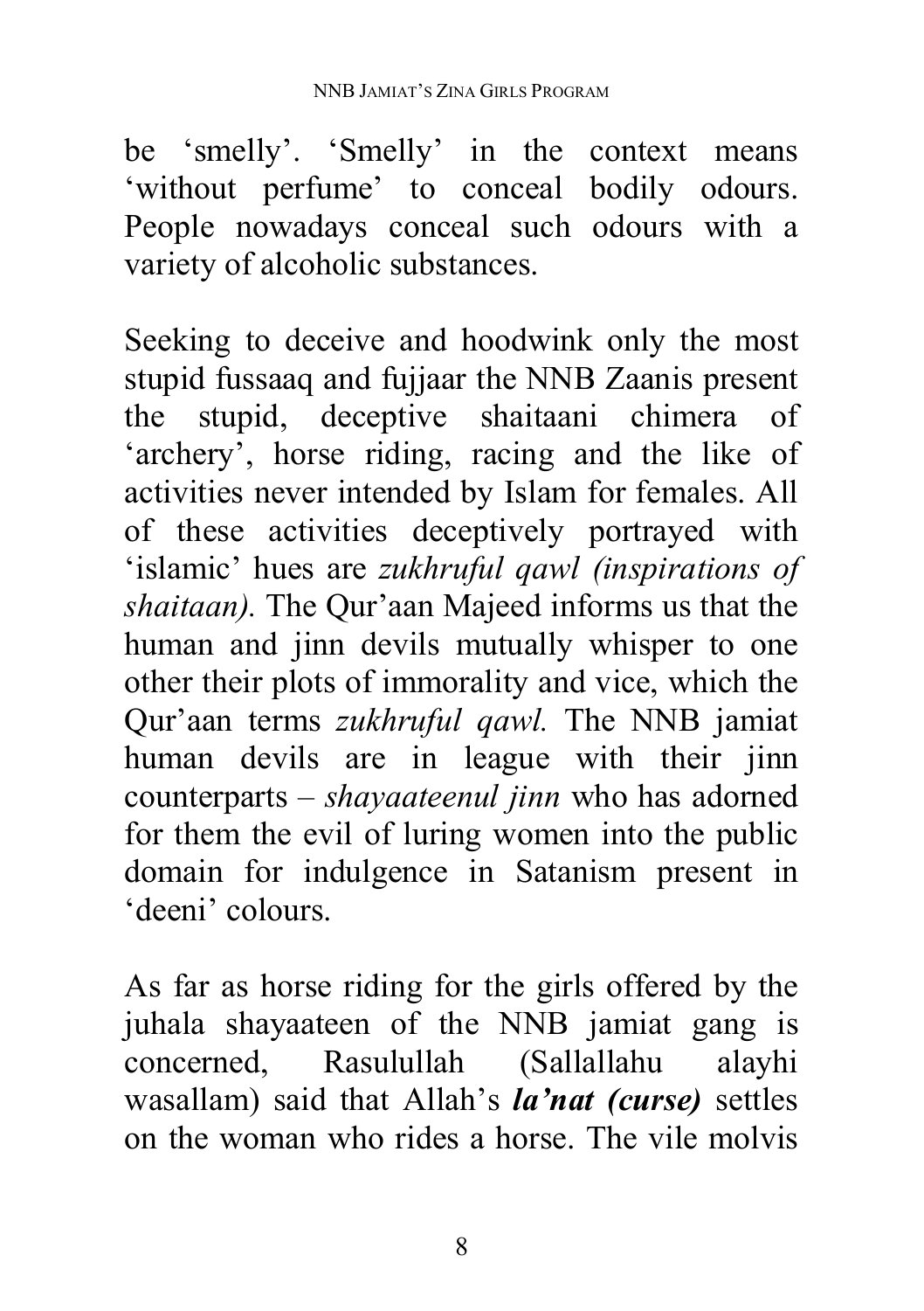be 'smelly'. 'Smelly' in the context means 'without perfume' to conceal bodily odours. People nowadays conceal such odours with a variety of alcoholic substances.

Seeking to deceive and hoodwink only the most stupid fussaaq and fujjaar the NNB Zaanis present the stupid, deceptive shaitaani chimera of 'archery', horse riding, racing and the like of activities never intended by Islam for females. All of these activities deceptively portrayed with 'islamic' hues are *zukhruful qawl (inspirations of shaitaan).* The Qur'aan Majeed informs us that the human and jinn devils mutually whisper to one other their plots of immorality and vice, which the Qur'aan terms *zukhruful qawl.* The NNB jamiat human devils are in league with their jinn counterparts – *shayaateenul jinn* who has adorned for them the evil of luring women into the public domain for indulgence in Satanism present in 'deeni' colours.

As far as horse riding for the girls offered by the juhala shayaateen of the NNB jamiat gang is concerned, Rasulullah (Sallallahu alayhi wasallam) said that Allah's ***la'nat (curse)*** settles on the woman who rides a horse. The vile molvis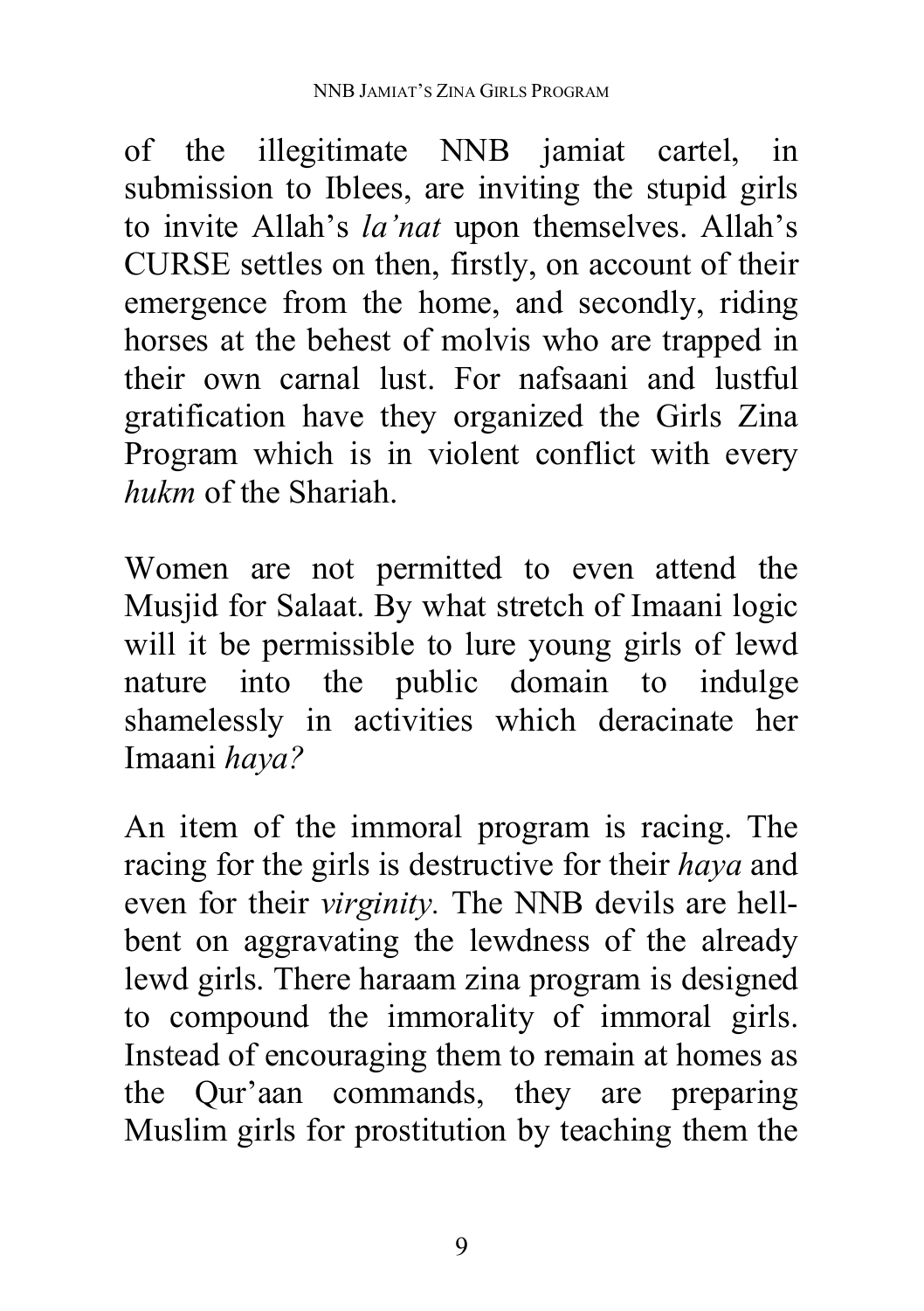of the illegitimate NNB jamiat cartel, in submission to Iblees, are inviting the stupid girls to invite Allah's *la'nat* upon themselves. Allah's CURSE settles on then, firstly, on account of their emergence from the home, and secondly, riding horses at the behest of molvis who are trapped in their own carnal lust. For nafsaani and lustful gratification have they organized the Girls Zina Program which is in violent conflict with every *hukm* of the Shariah.

Women are not permitted to even attend the Musjid for Salaat. By what stretch of Imaani logic will it be permissible to lure young girls of lewd nature into the public domain to indulge shamelessly in activities which deracinate her Imaani *haya?*

An item of the immoral program is racing. The racing for the girls is destructive for their *haya* and even for their *virginity.* The NNB devils are hell-bent on aggravating the lewdness of the already lewd girls. There haraam zina program is designed to compound the immorality of immoral girls. Instead of encouraging them to remain at homes as the Qur'aan commands, they are preparing Muslim girls for prostitution by teaching them the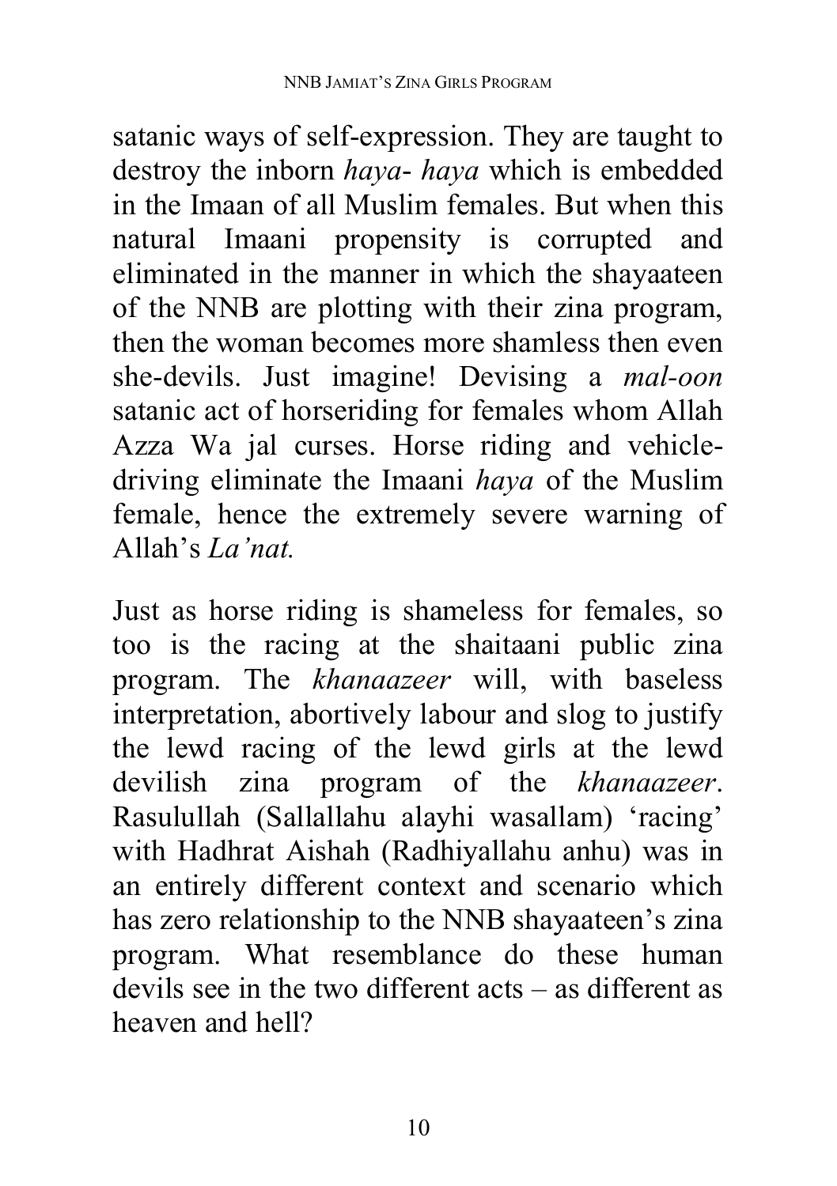satanic ways of self-expression. They are taught to destroy the inborn *haya*- *haya* which is embedded in the Imaan of all Muslim females. But when this natural Imaani propensity is corrupted and eliminated in the manner in which the shayaateen of the NNB are plotting with their zina program, then the woman becomes more shamless then even she-devils. Just imagine! Devising a *mal-oon* satanic act of horseriding for females whom Allah Azza Wa jal curses. Horse riding and vehicle-driving eliminate the Imaani *haya* of the Muslim female, hence the extremely severe warning of Allah's *La'nat.*

Just as horse riding is shameless for females, so too is the racing at the shaitaani public zina program. The *khanaazeer* will, with baseless interpretation, abortively labour and slog to justify the lewd racing of the lewd girls at the lewd devilish zina program of the *khanaazeer*. Rasulullah (Sallallahu alayhi wasallam) 'racing' with Hadhrat Aishah (Radhiyallahu anhu) was in an entirely different context and scenario which has zero relationship to the NNB shayaateen's zina program. What resemblance do these human devils see in the two different acts – as different as heaven and hell?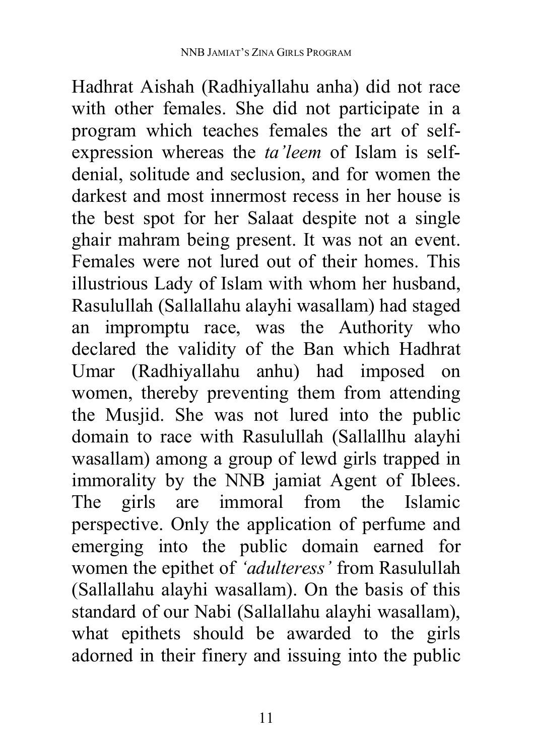Hadhrat Aishah (Radhiyallahu anha) did not race with other females. She did not participate in a program which teaches females the art of self-expression whereas the *ta'leem* of Islam is self-denial, solitude and seclusion, and for women the darkest and most innermost recess in her house is the best spot for her Salaat despite not a single ghair mahram being present. It was not an event. Females were not lured out of their homes. This illustrious Lady of Islam with whom her husband, Rasulullah (Sallallahu alayhi wasallam) had staged an impromptu race, was the Authority who declared the validity of the Ban which Hadhrat Umar (Radhiyallahu anhu) had imposed on women, thereby preventing them from attending the Musjid. She was not lured into the public domain to race with Rasulullah (Sallallhu alayhi wasallam) among a group of lewd girls trapped in immorality by the NNB jamiat Agent of Iblees. The girls are immoral from the Islamic perspective. Only the application of perfume and emerging into the public domain earned for women the epithet of *'adulteress'* from Rasulullah (Sallallahu alayhi wasallam). On the basis of this standard of our Nabi (Sallallahu alayhi wasallam), what epithets should be awarded to the girls adorned in their finery and issuing into the public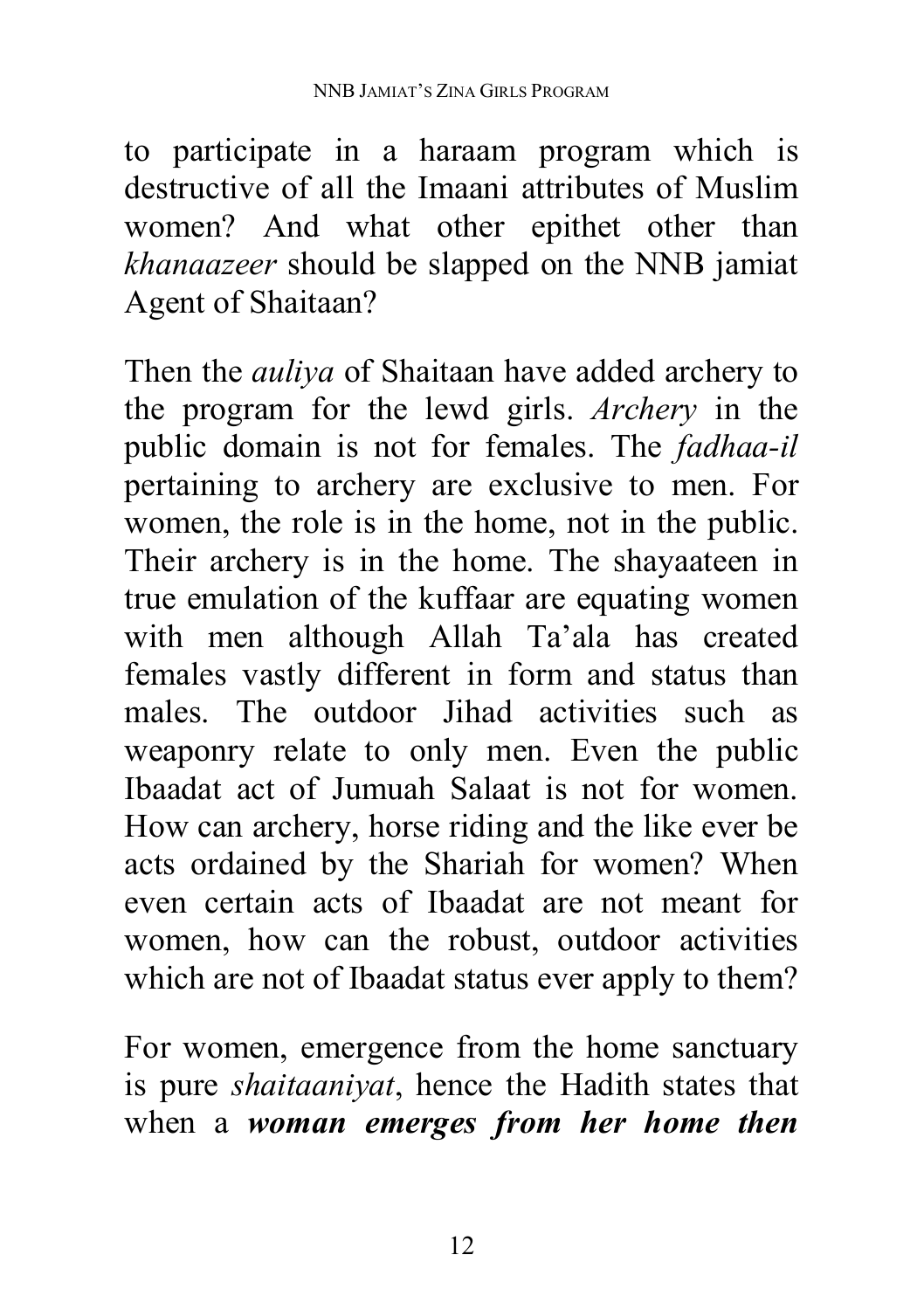to participate in a haraam program which is destructive of all the Imaani attributes of Muslim women? And what other epithet other than *khanaazeer* should be slapped on the NNB jamiat Agent of Shaitaan?

Then the *auliya* of Shaitaan have added archery to the program for the lewd girls. *Archery* in the public domain is not for females. The *fadhaa-il* pertaining to archery are exclusive to men. For women, the role is in the home, not in the public. Their archery is in the home. The shayaateen in true emulation of the kuffaar are equating women with men although Allah Ta'ala has created females vastly different in form and status than males. The outdoor Jihad activities such as weaponry relate to only men. Even the public Ibaadat act of Jumuah Salaat is not for women. How can archery, horse riding and the like ever be acts ordained by the Shariah for women? When even certain acts of Ibaadat are not meant for women, how can the robust, outdoor activities which are not of Ibaadat status ever apply to them?

For women, emergence from the home sanctuary is pure *shaitaaniyat*, hence the Hadith states that when a ***woman emerges from her home then***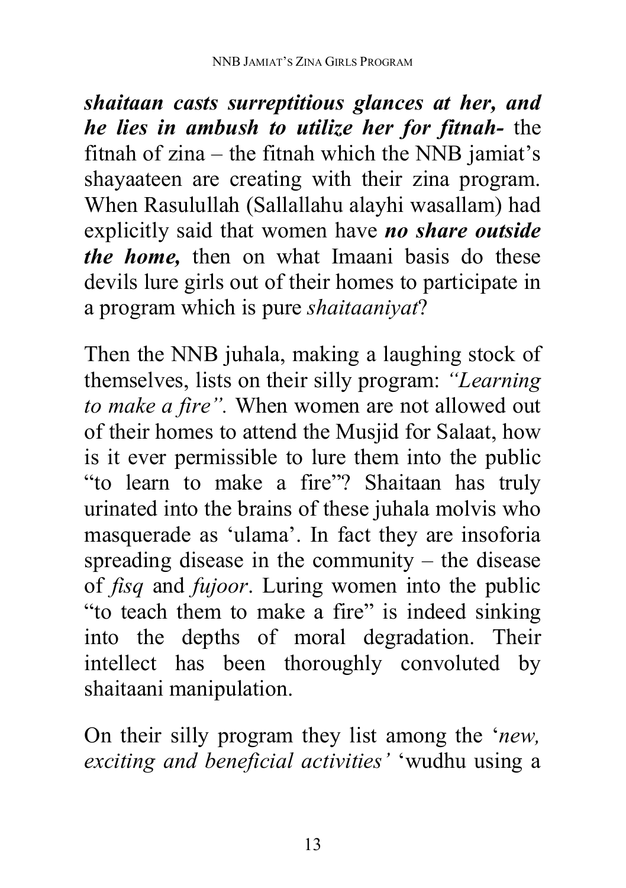***shaitaan casts surreptitious glances at her, and he lies in ambush to utilize her for fitnah-*** the fitnah of zina – the fitnah which the NNB jamiat's shayaateen are creating with their zina program. When Rasulullah (Sallallahu alayhi wasallam) had explicitly said that women have ***no share outside the home,*** then on what Imaani basis do these devils lure girls out of their homes to participate in a program which is pure *shaitaaniyat*?

Then the NNB juhala, making a laughing stock of themselves, lists on their silly program: *"Learning to make a fire".* When women are not allowed out of their homes to attend the Musjid for Salaat, how is it ever permissible to lure them into the public "to learn to make a fire"? Shaitaan has truly urinated into the brains of these juhala molvis who masquerade as 'ulama'. In fact they are insoforia spreading disease in the community – the disease of *fisq* and *fujoor*. Luring women into the public "to teach them to make a fire" is indeed sinking into the depths of moral degradation. Their intellect has been thoroughly convoluted by shaitaani manipulation.

On their silly program they list among the '*new, exciting and beneficial activities'* 'wudhu using a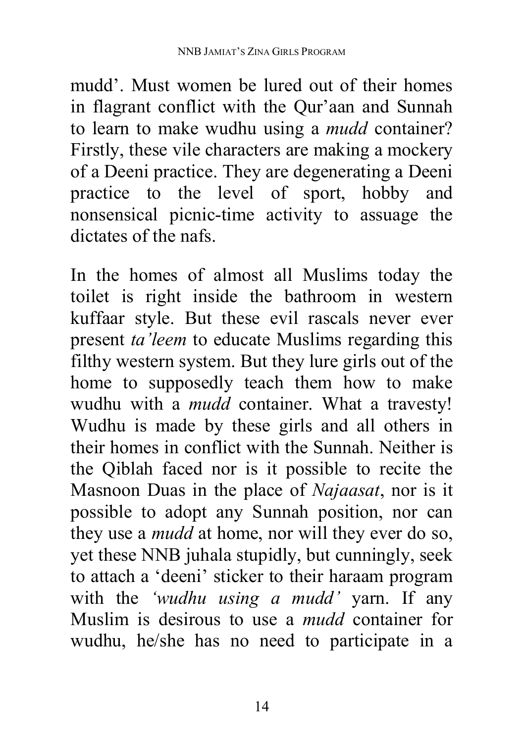mudd'. Must women be lured out of their homes in flagrant conflict with the Qur'aan and Sunnah to learn to make wudhu using a *mudd* container? Firstly, these vile characters are making a mockery of a Deeni practice. They are degenerating a Deeni practice to the level of sport, hobby and nonsensical picnic-time activity to assuage the dictates of the nafs.

In the homes of almost all Muslims today the toilet is right inside the bathroom in western kuffaar style. But these evil rascals never ever present *ta'leem* to educate Muslims regarding this filthy western system. But they lure girls out of the home to supposedly teach them how to make wudhu with a *mudd* container. What a travesty! Wudhu is made by these girls and all others in their homes in conflict with the Sunnah. Neither is the Qiblah faced nor is it possible to recite the Masnoon Duas in the place of *Najaasat*, nor is it possible to adopt any Sunnah position, nor can they use a *mudd* at home, nor will they ever do so, yet these NNB juhala stupidly, but cunningly, seek to attach a 'deeni' sticker to their haraam program with the *'wudhu using a mudd'* yarn. If any Muslim is desirous to use a *mudd* container for wudhu, he/she has no need to participate in a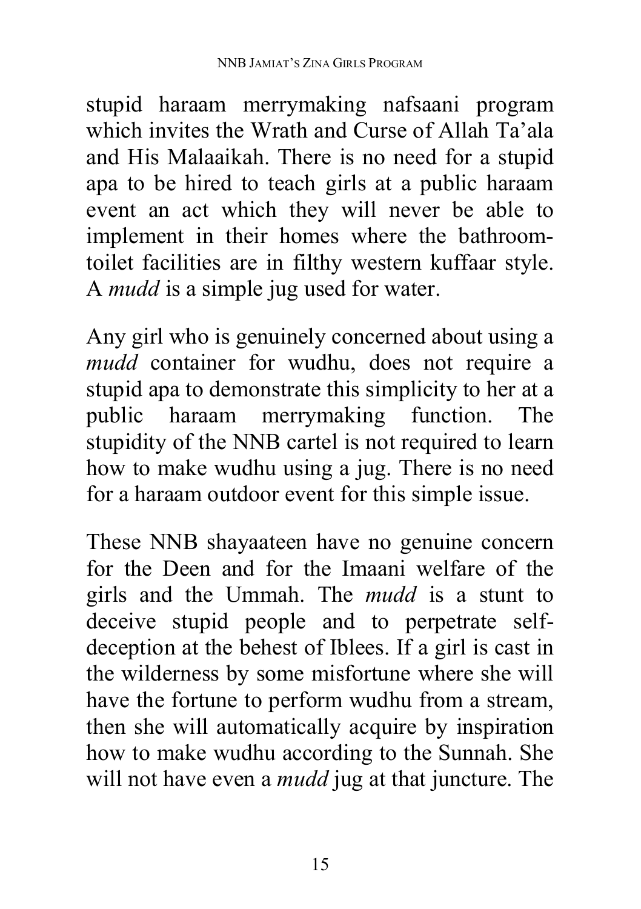stupid haraam merrymaking nafsaani program which invites the Wrath and Curse of Allah Ta'ala and His Malaaikah. There is no need for a stupid apa to be hired to teach girls at a public haraam event an act which they will never be able to implement in their homes where the bathroom-toilet facilities are in filthy western kuffaar style. A *mudd* is a simple jug used for water.

Any girl who is genuinely concerned about using a *mudd* container for wudhu, does not require a stupid apa to demonstrate this simplicity to her at a public haraam merrymaking function. The stupidity of the NNB cartel is not required to learn how to make wudhu using a jug. There is no need for a haraam outdoor event for this simple issue.

These NNB shayaateen have no genuine concern for the Deen and for the Imaani welfare of the girls and the Ummah. The *mudd* is a stunt to deceive stupid people and to perpetrate self-deception at the behest of Iblees. If a girl is cast in the wilderness by some misfortune where she will have the fortune to perform wudhu from a stream, then she will automatically acquire by inspiration how to make wudhu according to the Sunnah. She will not have even a *mudd* jug at that juncture. The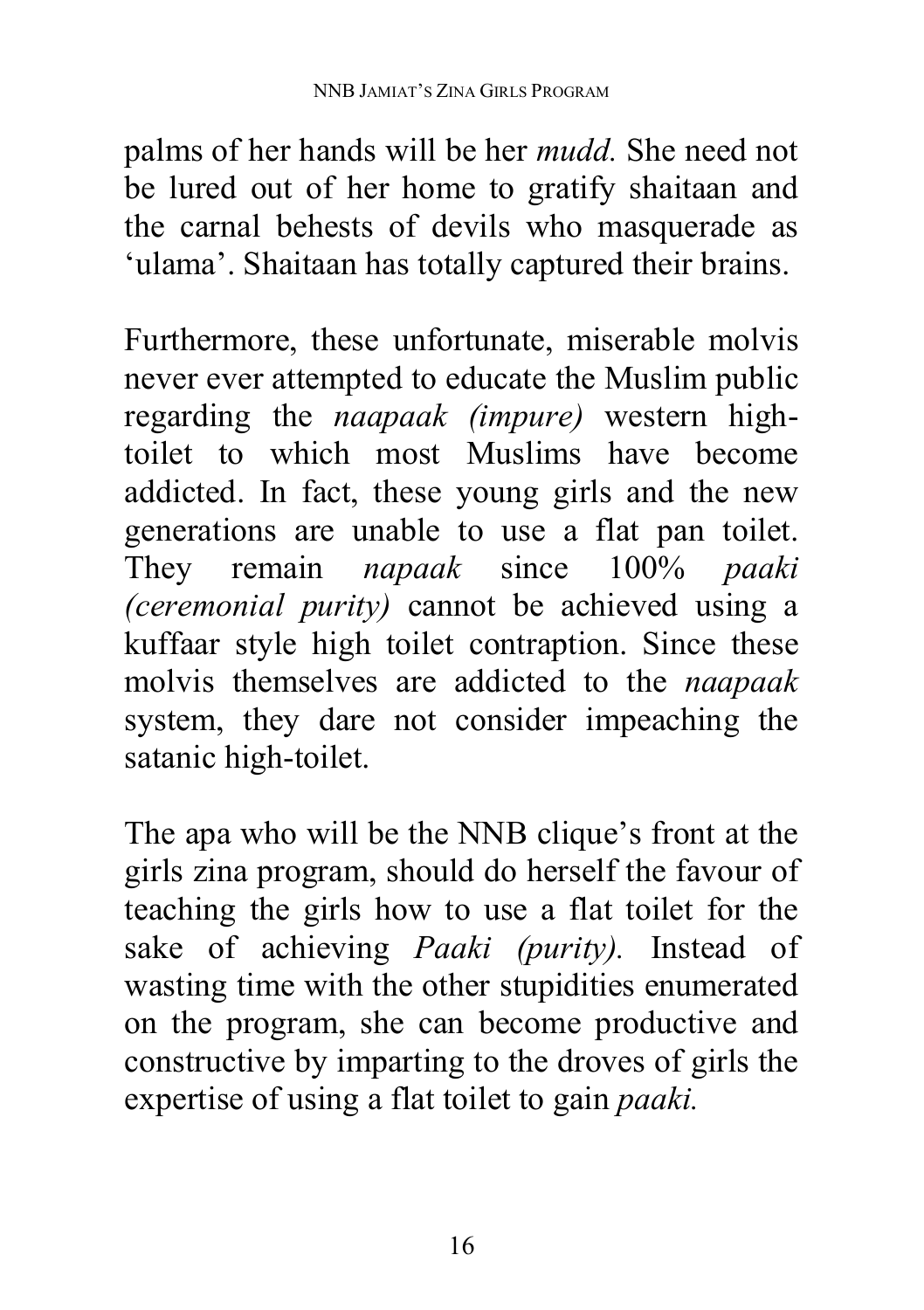palms of her hands will be her *mudd.* She need not be lured out of her home to gratify shaitaan and the carnal behests of devils who masquerade as 'ulama'. Shaitaan has totally captured their brains.

Furthermore, these unfortunate, miserable molvis never ever attempted to educate the Muslim public regarding the *naapaak (impure)* western high-toilet to which most Muslims have become addicted. In fact, these young girls and the new generations are unable to use a flat pan toilet. They remain *napaak* since 100% *paaki (ceremonial purity)* cannot be achieved using a kuffaar style high toilet contraption. Since these molvis themselves are addicted to the *naapaak* system, they dare not consider impeaching the satanic high-toilet.

The apa who will be the NNB clique's front at the girls zina program, should do herself the favour of teaching the girls how to use a flat toilet for the sake of achieving *Paaki (purity).* Instead of wasting time with the other stupidities enumerated on the program, she can become productive and constructive by imparting to the droves of girls the expertise of using a flat toilet to gain *paaki.*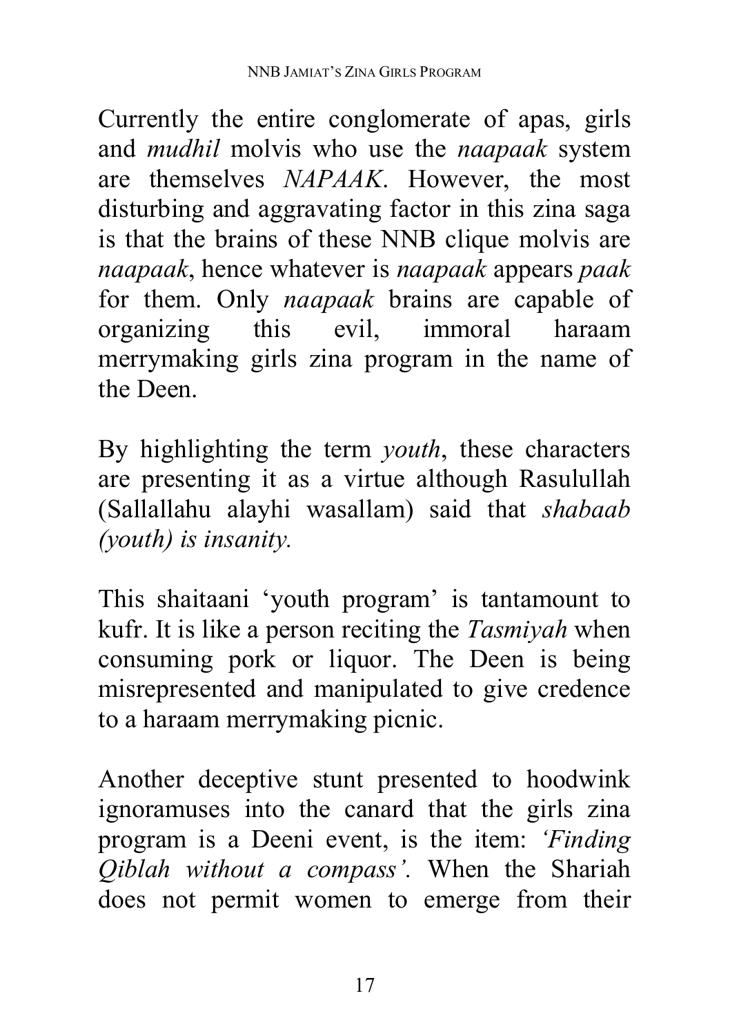Currently the entire conglomerate of apas, girls and *mudhil* molvis who use the *naapaak* system are themselves *NAPAAK*. However, the most disturbing and aggravating factor in this zina saga is that the brains of these NNB clique molvis are *naapaak*, hence whatever is *naapaak* appears *paak* for them. Only *naapaak* brains are capable of organizing this evil, immoral haraam merrymaking girls zina program in the name of the Deen.

By highlighting the term *youth*, these characters are presenting it as a virtue although Rasulullah (Sallallahu alayhi wasallam) said that *shabaab (youth) is insanity.*

This shaitaani 'youth program' is tantamount to kufr. It is like a person reciting the *Tasmiyah* when consuming pork or liquor. The Deen is being misrepresented and manipulated to give credence to a haraam merrymaking picnic.

Another deceptive stunt presented to hoodwink ignoramuses into the canard that the girls zina program is a Deeni event, is the item: *'Finding Qiblah without a compass'.* When the Shariah does not permit women to emerge from their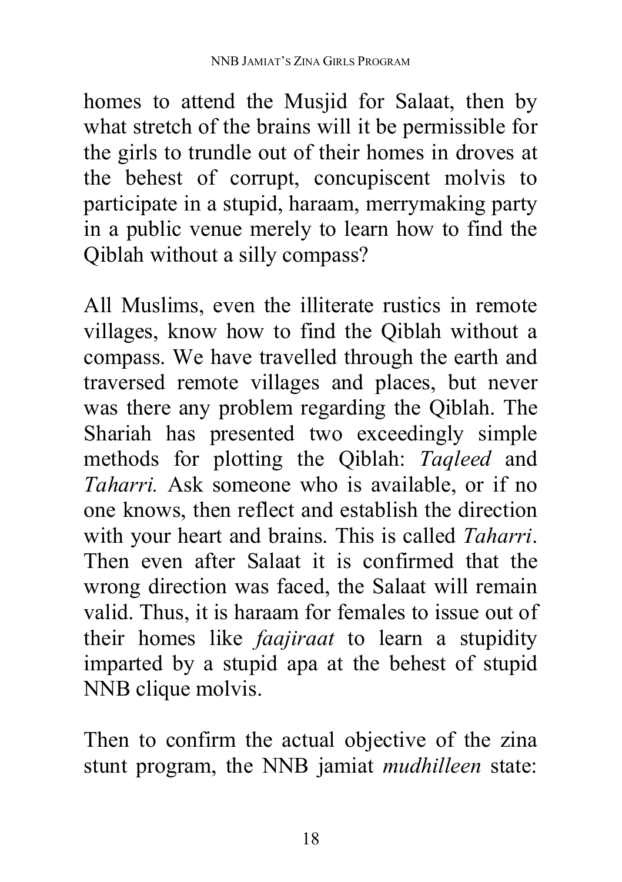homes to attend the Musjid for Salaat, then by what stretch of the brains will it be permissible for the girls to trundle out of their homes in droves at the behest of corrupt, concupiscent molvis to participate in a stupid, haraam, merrymaking party in a public venue merely to learn how to find the Qiblah without a silly compass?

All Muslims, even the illiterate rustics in remote villages, know how to find the Qiblah without a compass. We have travelled through the earth and traversed remote villages and places, but never was there any problem regarding the Qiblah. The Shariah has presented two exceedingly simple methods for plotting the Qiblah: *Taqleed* and *Taharri.* Ask someone who is available, or if no one knows, then reflect and establish the direction with your heart and brains. This is called *Taharri*. Then even after Salaat it is confirmed that the wrong direction was faced, the Salaat will remain valid. Thus, it is haraam for females to issue out of their homes like *faajiraat* to learn a stupidity imparted by a stupid apa at the behest of stupid NNB clique molvis.

Then to confirm the actual objective of the zina stunt program, the NNB jamiat *mudhilleen* state: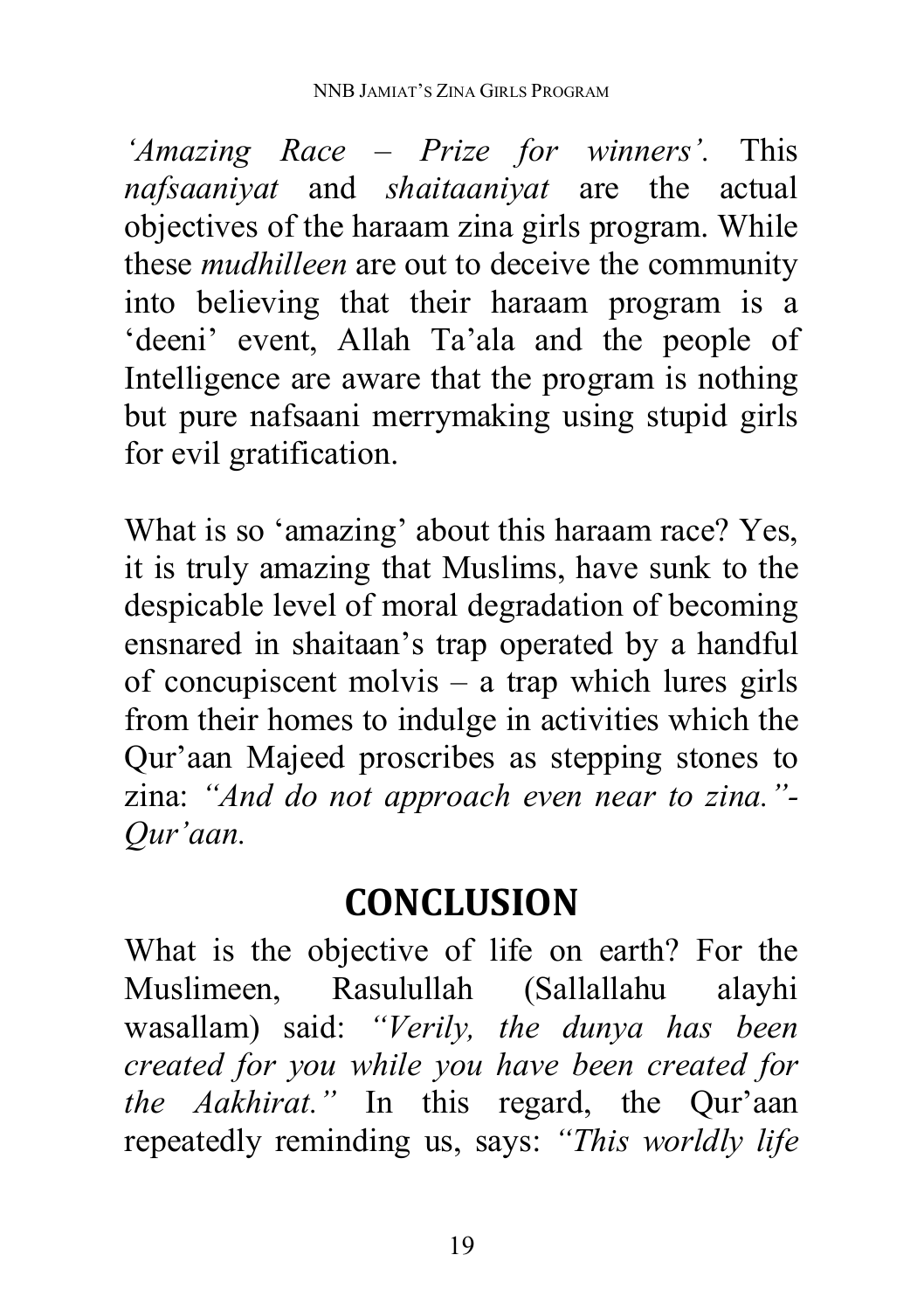*'Amazing Race – Prize for winners'.* This *nafsaaniyat* and *shaitaaniyat* are the actual objectives of the haraam zina girls program. While these *mudhilleen* are out to deceive the community into believing that their haraam program is a 'deeni' event, Allah Ta'ala and the people of Intelligence are aware that the program is nothing but pure nafsaani merrymaking using stupid girls for evil gratification.

What is so 'amazing' about this haraam race? Yes, it is truly amazing that Muslims, have sunk to the despicable level of moral degradation of becoming ensnared in shaitaan's trap operated by a handful of concupiscent molvis – a trap which lures girls from their homes to indulge in activities which the Qur'aan Majeed proscribes as stepping stones to zina: *"And do not approach even near to zina."- Qur'aan.*

## CONCLUSION

What is the objective of life on earth? For the Muslimeen, Rasulullah (Sallallahu alayhi wasallam) said: *"Verily, the dunya has been created for you while you have been created for the Aakhirat."* In this regard, the Qur'aan repeatedly reminding us, says: *"This worldly life*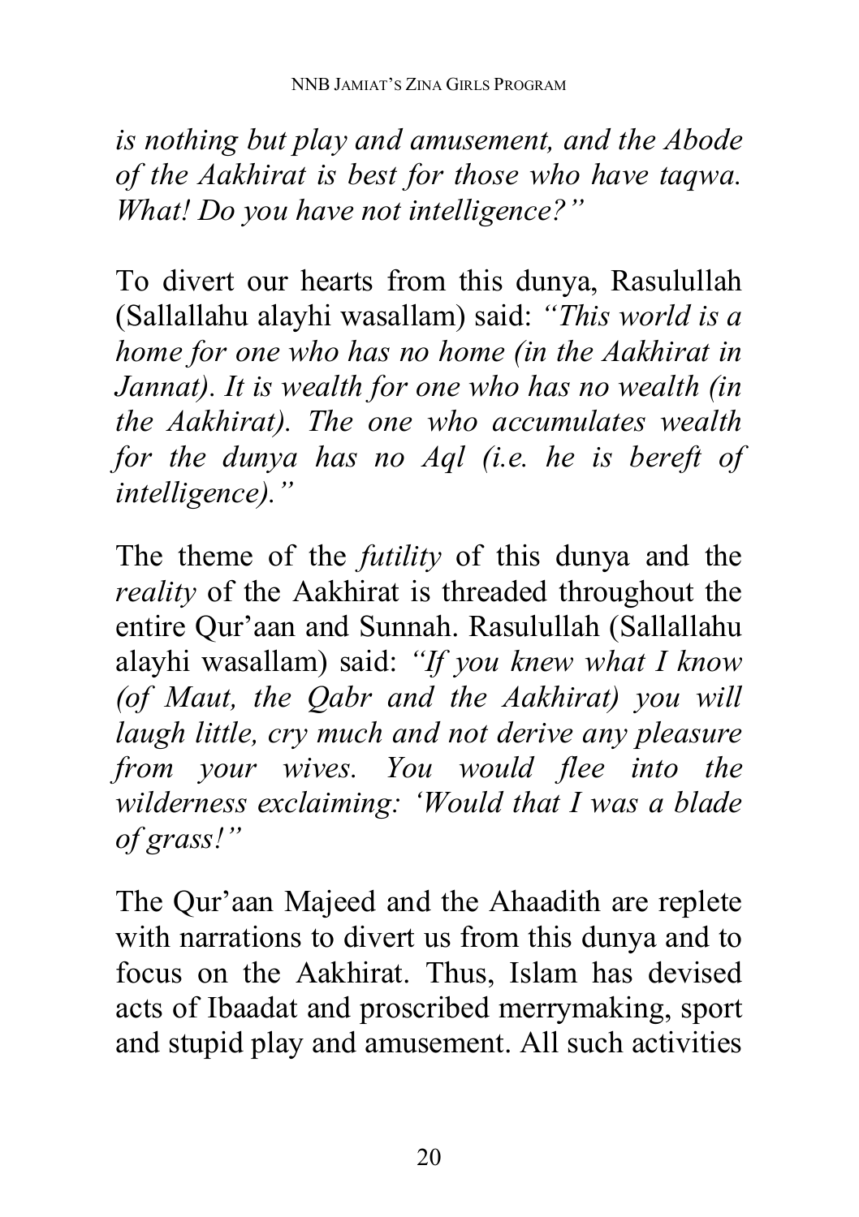*is nothing but play and amusement, and the Abode of the Aakhirat is best for those who have taqwa. What! Do you have not intelligence?"*

To divert our hearts from this dunya, Rasulullah (Sallallahu alayhi wasallam) said: *"This world is a home for one who has no home (in the Aakhirat in Jannat). It is wealth for one who has no wealth (in the Aakhirat). The one who accumulates wealth for the dunya has no Aql (i.e. he is bereft of intelligence)."*

The theme of the *futility* of this dunya and the *reality* of the Aakhirat is threaded throughout the entire Qur'aan and Sunnah. Rasulullah (Sallallahu alayhi wasallam) said: *"If you knew what I know (of Maut, the Qabr and the Aakhirat) you will laugh little, cry much and not derive any pleasure from your wives. You would flee into the wilderness exclaiming: 'Would that I was a blade of grass!"*

The Qur'aan Majeed and the Ahaadith are replete with narrations to divert us from this dunya and to focus on the Aakhirat. Thus, Islam has devised acts of Ibaadat and proscribed merrymaking, sport and stupid play and amusement. All such activities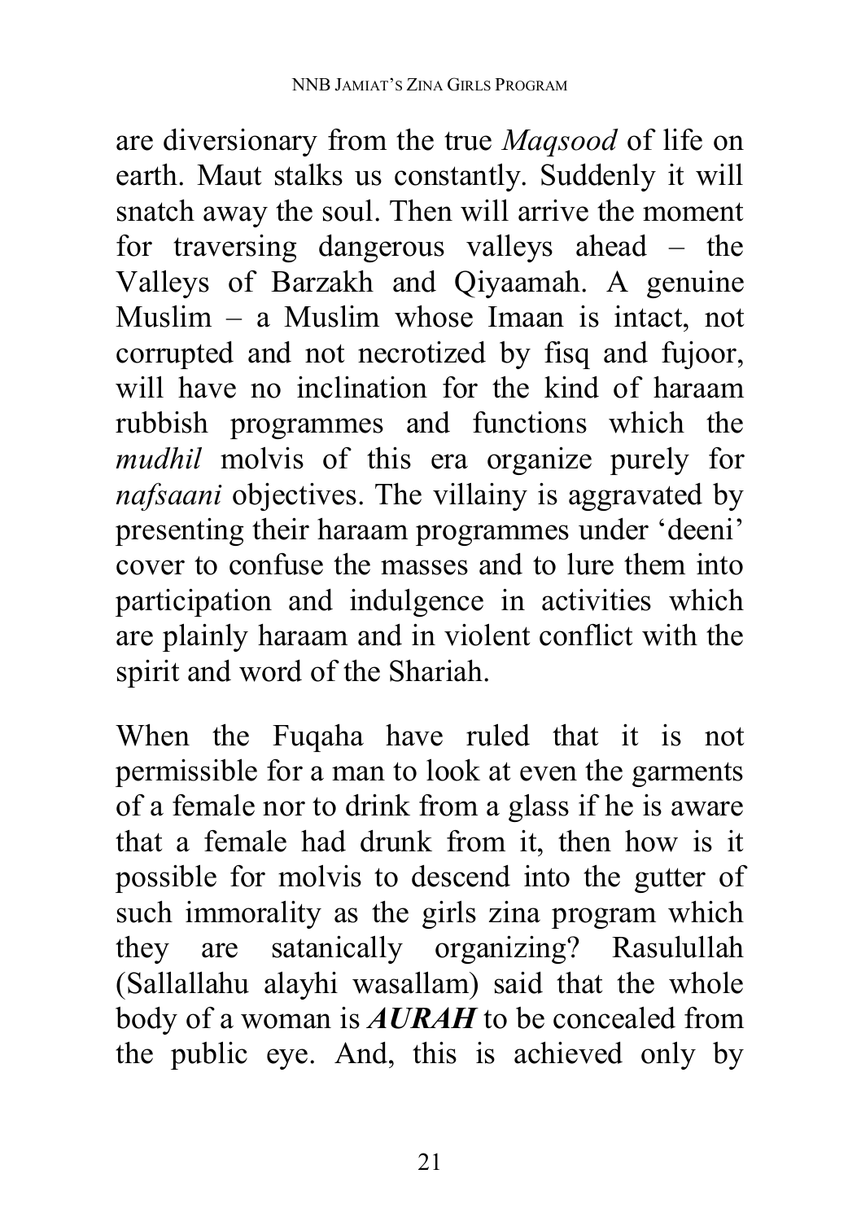are diversionary from the true *Maqsood* of life on earth. Maut stalks us constantly. Suddenly it will snatch away the soul. Then will arrive the moment for traversing dangerous valleys ahead – the Valleys of Barzakh and Qiyaamah. A genuine Muslim – a Muslim whose Imaan is intact, not corrupted and not necrotized by fisq and fujoor, will have no inclination for the kind of haraam rubbish programmes and functions which the *mudhil* molvis of this era organize purely for *nafsaani* objectives. The villainy is aggravated by presenting their haraam programmes under 'deeni' cover to confuse the masses and to lure them into participation and indulgence in activities which are plainly haraam and in violent conflict with the spirit and word of the Shariah.

When the Fuqaha have ruled that it is not permissible for a man to look at even the garments of a female nor to drink from a glass if he is aware that a female had drunk from it, then how is it possible for molvis to descend into the gutter of such immorality as the girls zina program which they are satanically organizing? Rasulullah (Sallallahu alayhi wasallam) said that the whole body of a woman is ***AURAH*** to be concealed from the public eye. And, this is achieved only by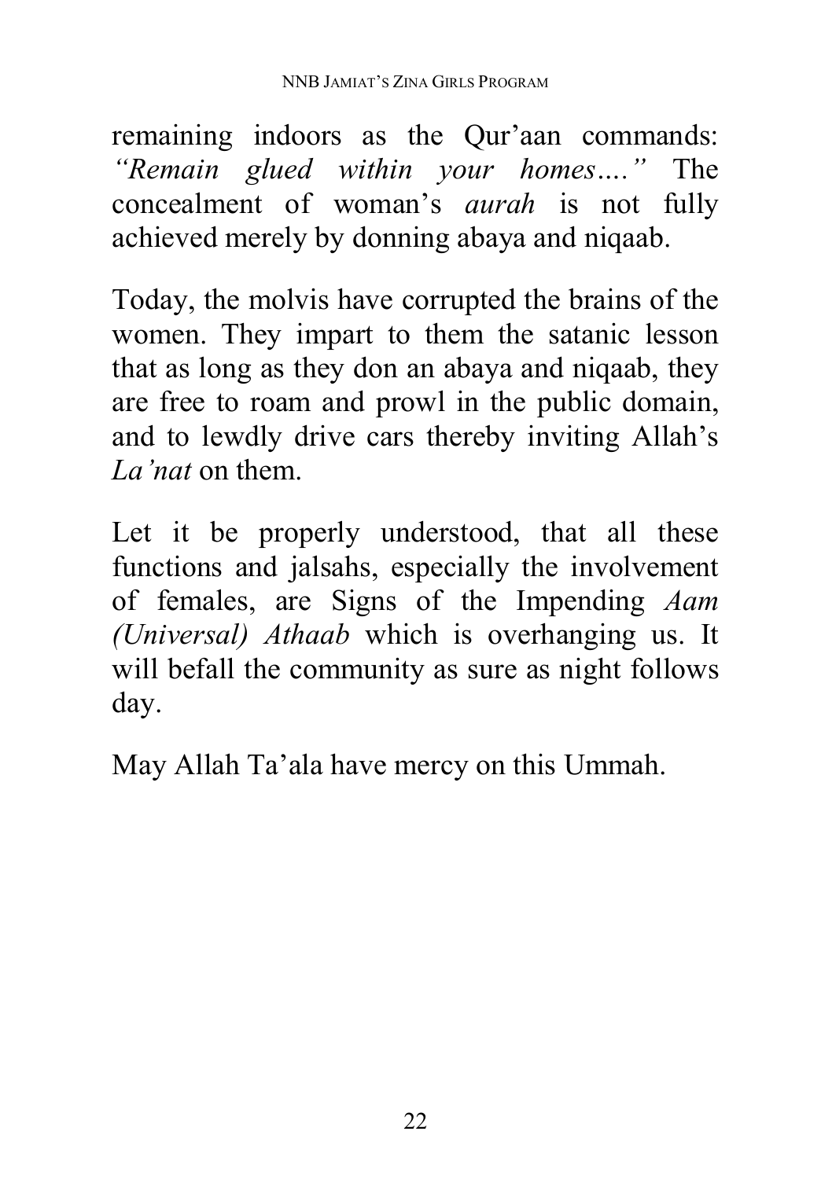remaining indoors as the Qur'aan commands: *"Remain glued within your homes...."* The concealment of woman's *aurah* is not fully achieved merely by donning abaya and niqaab.

Today, the molvis have corrupted the brains of the women. They impart to them the satanic lesson that as long as they don an abaya and niqaab, they are free to roam and prowl in the public domain, and to lewdly drive cars thereby inviting Allah's *La'nat* on them.

Let it be properly understood, that all these functions and jalsahs, especially the involvement of females, are Signs of the Impending *Aam (Universal) Athaab* which is overhanging us. It will befall the community as sure as night follows day.

May Allah Ta'ala have mercy on this Ummah.